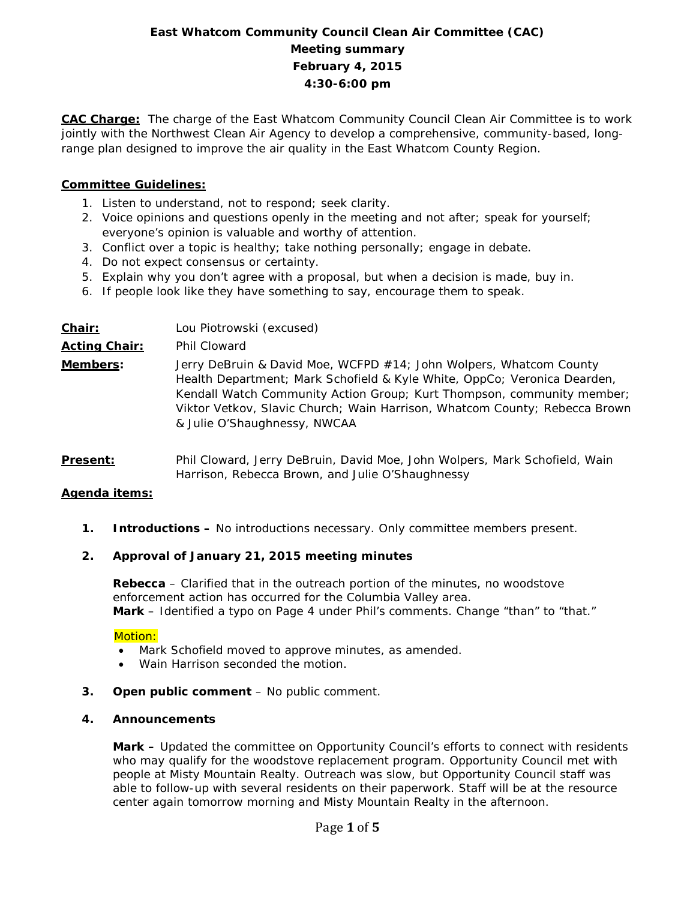# East Whatcom Community Council Clean Air Committee (CAC)
## Meeting summary
## February 4, 2015
## 4:30-6:00 pm

**CAC Charge:** The charge of the East Whatcom Community Council Clean Air Committee is to work jointly with the Northwest Clean Air Agency to develop a comprehensive, community-based, long-range plan designed to improve the air quality in the East Whatcom County Region.

**Committee Guidelines:**

1. Listen to understand, not to respond; seek clarity.
2. Voice opinions and questions openly in the meeting and not after; speak for yourself; everyone's opinion is valuable and worthy of attention.
3. Conflict over a topic is healthy; take nothing personally; engage in debate.
4. Do not expect consensus or certainty.
5. Explain why you don't agree with a proposal, but when a decision is made, buy in.
6. If people look like they have something to say, encourage them to speak.

**Chair:** Lou Piotrowski (excused)

**Acting Chair:** Phil Cloward

**Members:** Jerry DeBruin & David Moe, WCFPD #14; John Wolpers, Whatcom County Health Department; Mark Schofield & Kyle White, OppCo; Veronica Dearden, Kendall Watch Community Action Group; Kurt Thompson, community member; Viktor Vetkov, Slavic Church; Wain Harrison, Whatcom County; Rebecca Brown & Julie O'Shaughnessy, NWCAA

**Present:** Phil Cloward, Jerry DeBruin, David Moe, John Wolpers, Mark Schofield, Wain Harrison, Rebecca Brown, and Julie O'Shaughnessy

**Agenda items:**

1. **Introductions –** No introductions necessary. Only committee members present.

2. **Approval of January 21, 2015 meeting minutes**

   **Rebecca** – Clarified that in the outreach portion of the minutes, no woodstove enforcement action has occurred for the Columbia Valley area.
   **Mark** – Identified a typo on Page 4 under Phil's comments. Change "than" to "that."

   Motion:
   - Mark Schofield moved to approve minutes, as amended.
   - Wain Harrison seconded the motion.

3. **Open public comment** – No public comment.

4. **Announcements**

   **Mark –** Updated the committee on Opportunity Council's efforts to connect with residents who may qualify for the woodstove replacement program. Opportunity Council met with people at Misty Mountain Realty. Outreach was slow, but Opportunity Council staff was able to follow-up with several residents on their paperwork. Staff will be at the resource center again tomorrow morning and Misty Mountain Realty in the afternoon.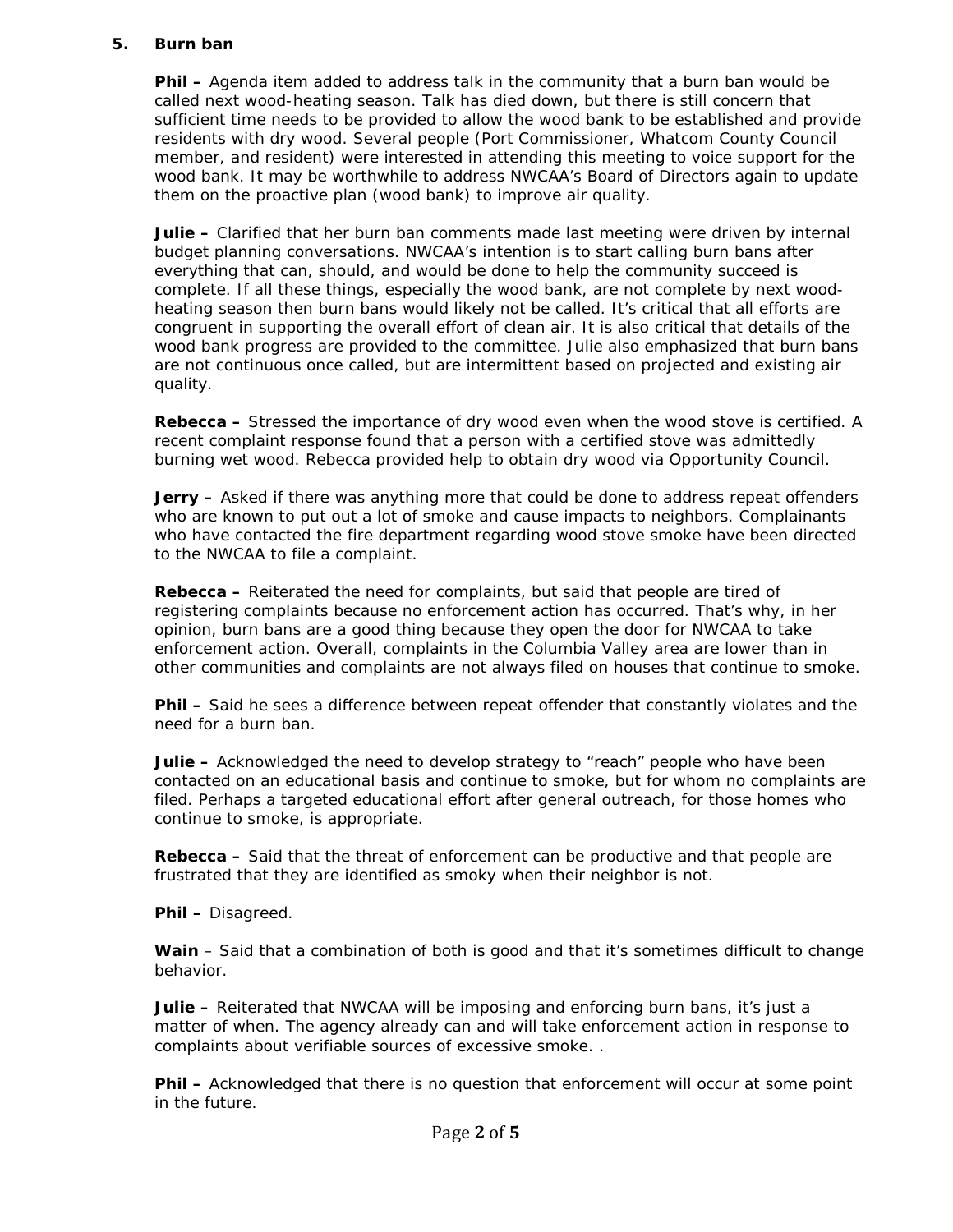**5. Burn ban**

**Phil –** Agenda item added to address talk in the community that a burn ban would be called next wood-heating season. Talk has died down, but there is still concern that sufficient time needs to be provided to allow the wood bank to be established and provide residents with dry wood. Several people (Port Commissioner, Whatcom County Council member, and resident) were interested in attending this meeting to voice support for the wood bank. It may be worthwhile to address NWCAA's Board of Directors again to update them on the proactive plan (wood bank) to improve air quality.

**Julie –** Clarified that her burn ban comments made last meeting were driven by internal budget planning conversations. NWCAA's intention is to start calling burn bans after everything that can, should, and would be done to help the community succeed is complete. If all these things, especially the wood bank, are not complete by next wood-heating season then burn bans would likely not be called. It's critical that all efforts are congruent in supporting the overall effort of clean air. It is also critical that details of the wood bank progress are provided to the committee. Julie also emphasized that burn bans are not continuous once called, but are intermittent based on projected and existing air quality.

**Rebecca –** Stressed the importance of dry wood even when the wood stove is certified. A recent complaint response found that a person with a certified stove was admittedly burning wet wood. Rebecca provided help to obtain dry wood via Opportunity Council.

**Jerry –** Asked if there was anything more that could be done to address repeat offenders who are known to put out a lot of smoke and cause impacts to neighbors. Complainants who have contacted the fire department regarding wood stove smoke have been directed to the NWCAA to file a complaint.

**Rebecca –** Reiterated the need for complaints, but said that people are tired of registering complaints because no enforcement action has occurred. That's why, in her opinion, burn bans are a good thing because they open the door for NWCAA to take enforcement action. Overall, complaints in the Columbia Valley area are lower than in other communities and complaints are not always filed on houses that continue to smoke.

**Phil –** Said he sees a difference between repeat offender that constantly violates and the need for a burn ban.

**Julie –** Acknowledged the need to develop strategy to "reach" people who have been contacted on an educational basis and continue to smoke, but for whom no complaints are filed. Perhaps a targeted educational effort after general outreach, for those homes who continue to smoke, is appropriate.

**Rebecca –** Said that the threat of enforcement can be productive and that people are frustrated that they are identified as smoky when their neighbor is not.

**Phil –** Disagreed.

**Wain** – Said that a combination of both is good and that it's sometimes difficult to change behavior.

**Julie –** Reiterated that NWCAA will be imposing and enforcing burn bans, it's just a matter of when. The agency already can and will take enforcement action in response to complaints about verifiable sources of excessive smoke. .

**Phil –** Acknowledged that there is no question that enforcement will occur at some point in the future.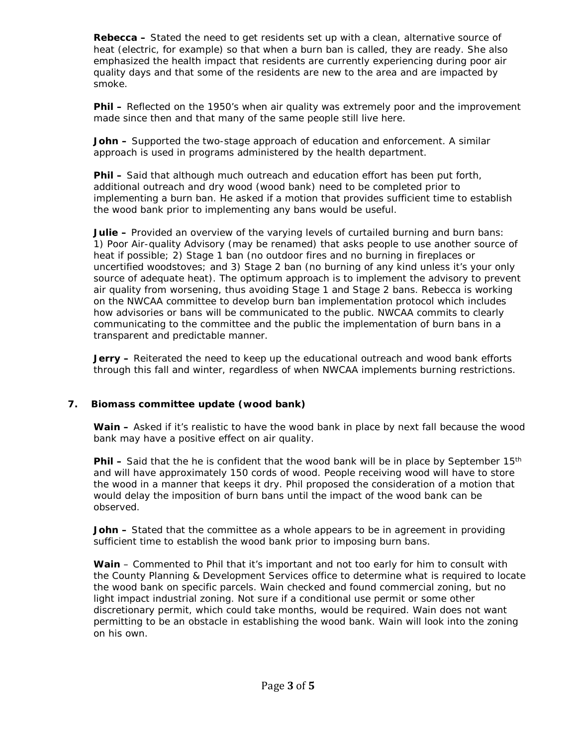**Rebecca –** Stated the need to get residents set up with a clean, alternative source of heat (electric, for example) so that when a burn ban is called, they are ready. She also emphasized the health impact that residents are currently experiencing during poor air quality days and that some of the residents are new to the area and are impacted by smoke.

**Phil –** Reflected on the 1950's when air quality was extremely poor and the improvement made since then and that many of the same people still live here.

**John –** Supported the two-stage approach of education and enforcement. A similar approach is used in programs administered by the health department.

**Phil –** Said that although much outreach and education effort has been put forth, additional outreach and dry wood (wood bank) need to be completed prior to implementing a burn ban. He asked if a motion that provides sufficient time to establish the wood bank prior to implementing any bans would be useful.

**Julie –** Provided an overview of the varying levels of curtailed burning and burn bans: 1) Poor Air-quality Advisory (may be renamed) that asks people to use another source of heat if possible; 2) Stage 1 ban (no outdoor fires and no burning in fireplaces or uncertified woodstoves; and 3) Stage 2 ban (no burning of any kind unless it's your only source of adequate heat). The optimum approach is to implement the advisory to prevent air quality from worsening, thus avoiding Stage 1 and Stage 2 bans. Rebecca is working on the NWCAA committee to develop burn ban implementation protocol which includes how advisories or bans will be communicated to the public. NWCAA commits to clearly communicating to the committee and the public the implementation of burn bans in a transparent and predictable manner.

**Jerry –** Reiterated the need to keep up the educational outreach and wood bank efforts through this fall and winter, regardless of when NWCAA implements burning restrictions.

## 7. Biomass committee update (wood bank)

**Wain –** Asked if it's realistic to have the wood bank in place by next fall because the wood bank may have a positive effect on air quality.

**Phil –** Said that the he is confident that the wood bank will be in place by September 15th and will have approximately 150 cords of wood. People receiving wood will have to store the wood in a manner that keeps it dry. Phil proposed the consideration of a motion that would delay the imposition of burn bans until the impact of the wood bank can be observed.

**John –** Stated that the committee as a whole appears to be in agreement in providing sufficient time to establish the wood bank prior to imposing burn bans.

**Wain** – Commented to Phil that it's important and not too early for him to consult with the County Planning & Development Services office to determine what is required to locate the wood bank on specific parcels. Wain checked and found commercial zoning, but no light impact industrial zoning. Not sure if a conditional use permit or some other discretionary permit, which could take months, would be required. Wain does not want permitting to be an obstacle in establishing the wood bank. Wain will look into the zoning on his own.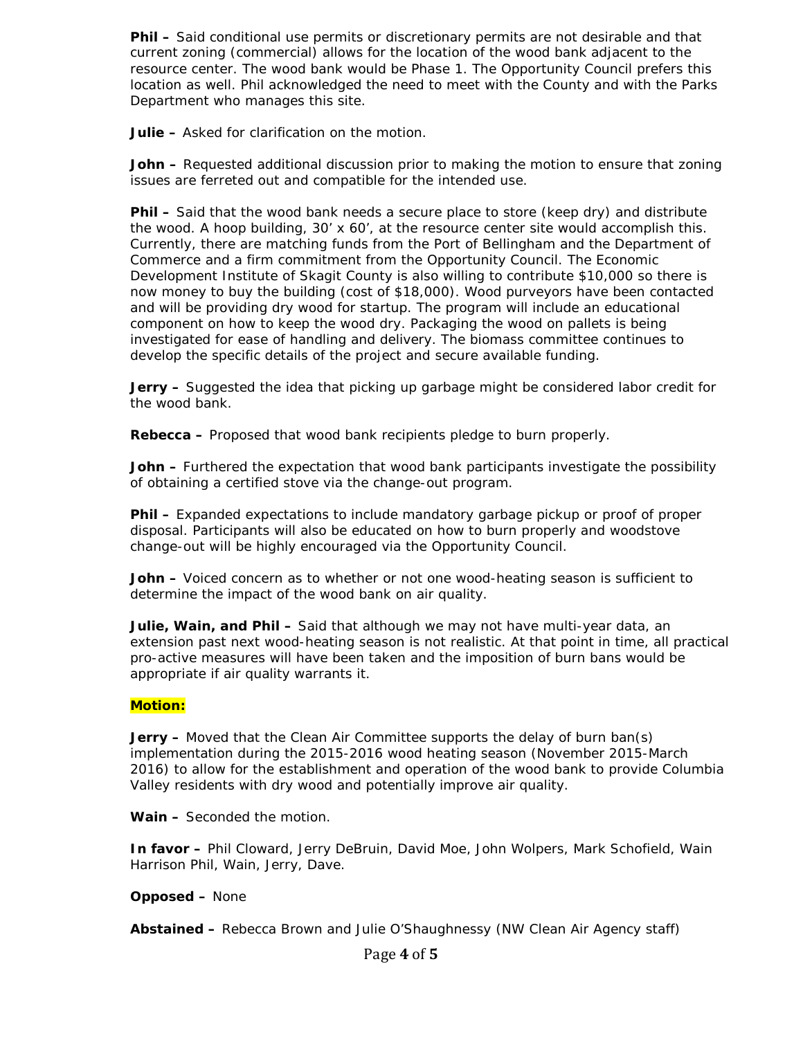**Phil –** Said conditional use permits or discretionary permits are not desirable and that current zoning (commercial) allows for the location of the wood bank adjacent to the resource center. The wood bank would be Phase 1. The Opportunity Council prefers this location as well. Phil acknowledged the need to meet with the County and with the Parks Department who manages this site.

**Julie –** Asked for clarification on the motion.

**John –** Requested additional discussion prior to making the motion to ensure that zoning issues are ferreted out and compatible for the intended use.

**Phil –** Said that the wood bank needs a secure place to store (keep dry) and distribute the wood. A hoop building, 30' x 60', at the resource center site would accomplish this. Currently, there are matching funds from the Port of Bellingham and the Department of Commerce and a firm commitment from the Opportunity Council. The Economic Development Institute of Skagit County is also willing to contribute $10,000 so there is now money to buy the building (cost of $18,000). Wood purveyors have been contacted and will be providing dry wood for startup. The program will include an educational component on how to keep the wood dry. Packaging the wood on pallets is being investigated for ease of handling and delivery. The biomass committee continues to develop the specific details of the project and secure available funding.

**Jerry –** Suggested the idea that picking up garbage might be considered labor credit for the wood bank.

**Rebecca –** Proposed that wood bank recipients pledge to burn properly.

**John –** Furthered the expectation that wood bank participants investigate the possibility of obtaining a certified stove via the change-out program.

**Phil –** Expanded expectations to include mandatory garbage pickup or proof of proper disposal. Participants will also be educated on how to burn properly and woodstove change-out will be highly encouraged via the Opportunity Council.

**John –** Voiced concern as to whether or not one wood-heating season is sufficient to determine the impact of the wood bank on air quality.

**Julie, Wain, and Phil –** Said that although we may not have multi-year data, an extension past next wood-heating season is not realistic. At that point in time, all practical pro-active measures will have been taken and the imposition of burn bans would be appropriate if air quality warrants it.

**Motion:**

**Jerry –** Moved that the Clean Air Committee supports the delay of burn ban(s) implementation during the 2015-2016 wood heating season (November 2015-March 2016) to allow for the establishment and operation of the wood bank to provide Columbia Valley residents with dry wood and potentially improve air quality.

**Wain –** Seconded the motion.

**In favor –** Phil Cloward, Jerry DeBruin, David Moe, John Wolpers, Mark Schofield, Wain Harrison Phil, Wain, Jerry, Dave.

**Opposed –** None

**Abstained –** Rebecca Brown and Julie O'Shaughnessy (NW Clean Air Agency staff)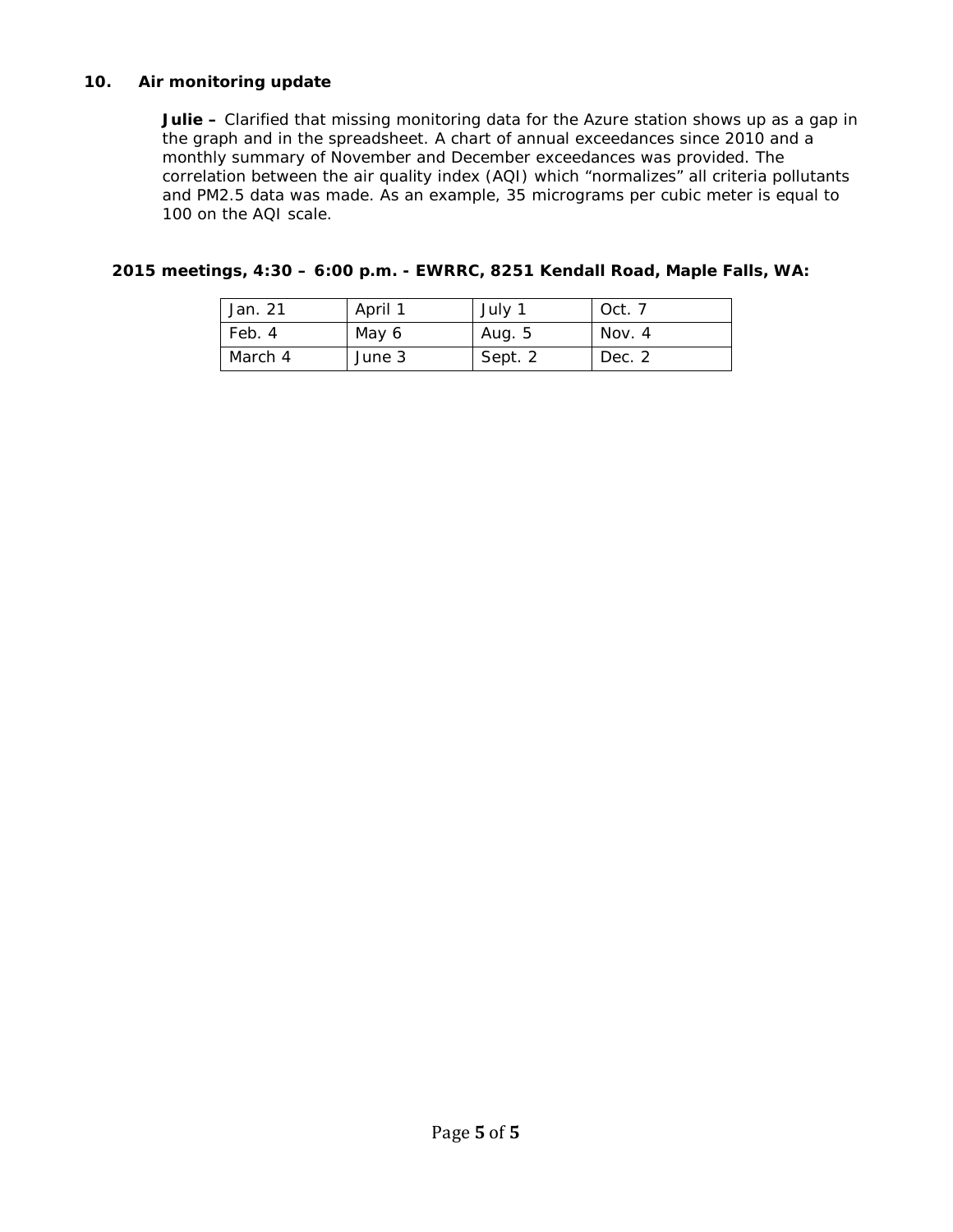## 10. Air monitoring update

**Julie –** Clarified that missing monitoring data for the Azure station shows up as a gap in the graph and in the spreadsheet. A chart of annual exceedances since 2010 and a monthly summary of November and December exceedances was provided. The correlation between the air quality index (AQI) which "normalizes" all criteria pollutants and PM2.5 data was made. As an example, 35 micrograms per cubic meter is equal to 100 on the AQI scale.

**2015 meetings, 4:30 – 6:00 p.m. - EWRRC, 8251 Kendall Road, Maple Falls, WA:**

| | | | |
|---|---|---|---|
| Jan. 21 | April 1 | July 1 | Oct. 7 |
| Feb. 4 | May 6 | Aug. 5 | Nov. 4 |
| March 4 | June 3 | Sept. 2 | Dec. 2 |